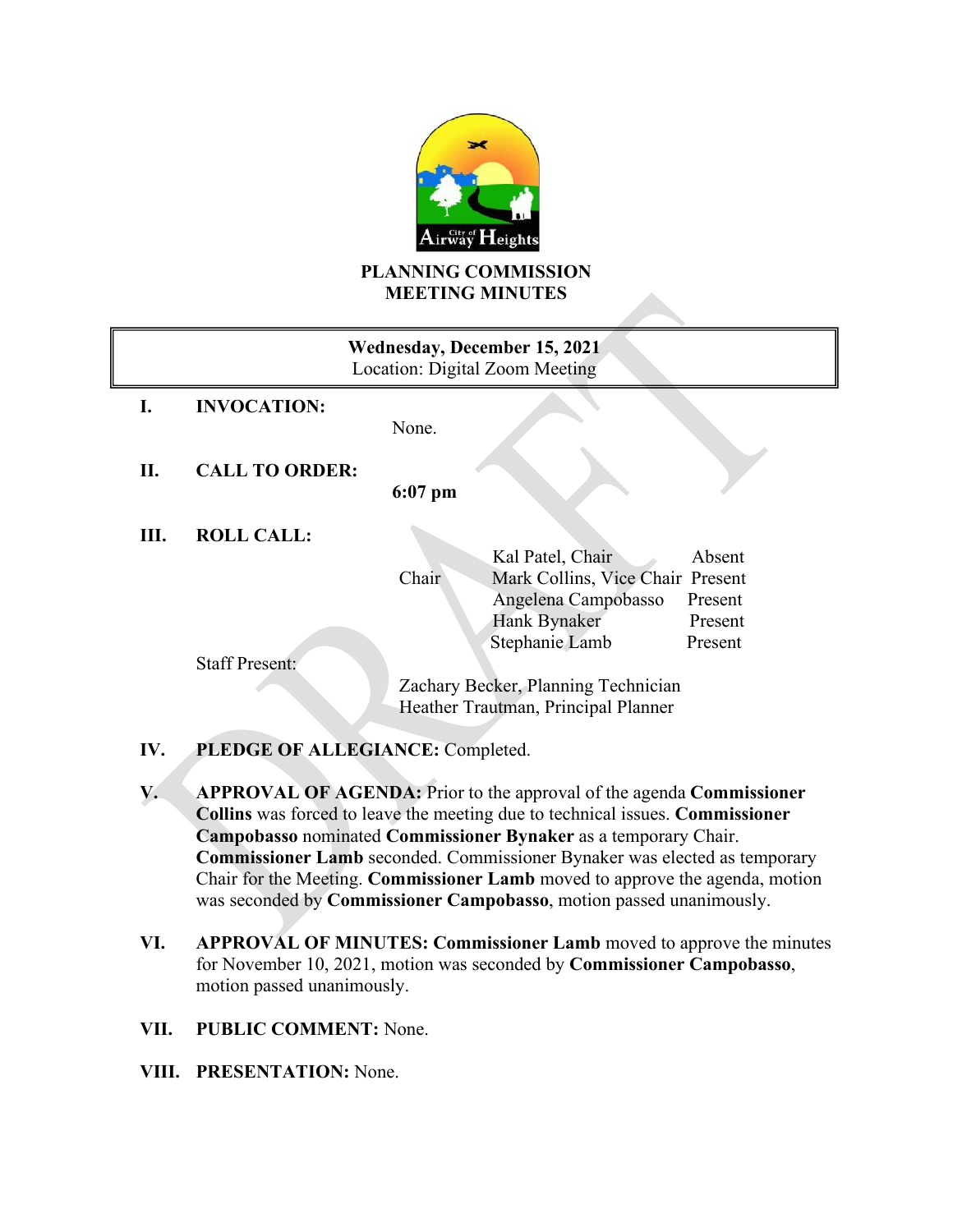# PLANNING COMMISSION MEETING MINUTES

**Wednesday, December 15, 2021**
Location: Digital Zoom Meeting

**I. INVOCATION:** None.

**II. CALL TO ORDER:** **6:07 pm**

**III. ROLL CALL:**

| | | |
|---|---|---|
| | Kal Patel, Chair | Absent |
| Chair | Mark Collins, Vice Chair | Present |
| | Angelena Campobasso | Present |
| | Hank Bynaker | Present |
| | Stephanie Lamb | Present |

Staff Present:

Zachary Becker, Planning Technician
Heather Trautman, Principal Planner

**IV. PLEDGE OF ALLEGIANCE:** Completed.

**V. APPROVAL OF AGENDA:** Prior to the approval of the agenda **Commissioner Collins** was forced to leave the meeting due to technical issues. **Commissioner Campobasso** nominated **Commissioner Bynaker** as a temporary Chair. **Commissioner Lamb** seconded. Commissioner Bynaker was elected as temporary Chair for the Meeting. **Commissioner Lamb** moved to approve the agenda, motion was seconded by **Commissioner Campobasso**, motion passed unanimously.

**VI. APPROVAL OF MINUTES: Commissioner Lamb** moved to approve the minutes for November 10, 2021, motion was seconded by **Commissioner Campobasso**, motion passed unanimously.

**VII. PUBLIC COMMENT:** None.

**VIII. PRESENTATION:** None.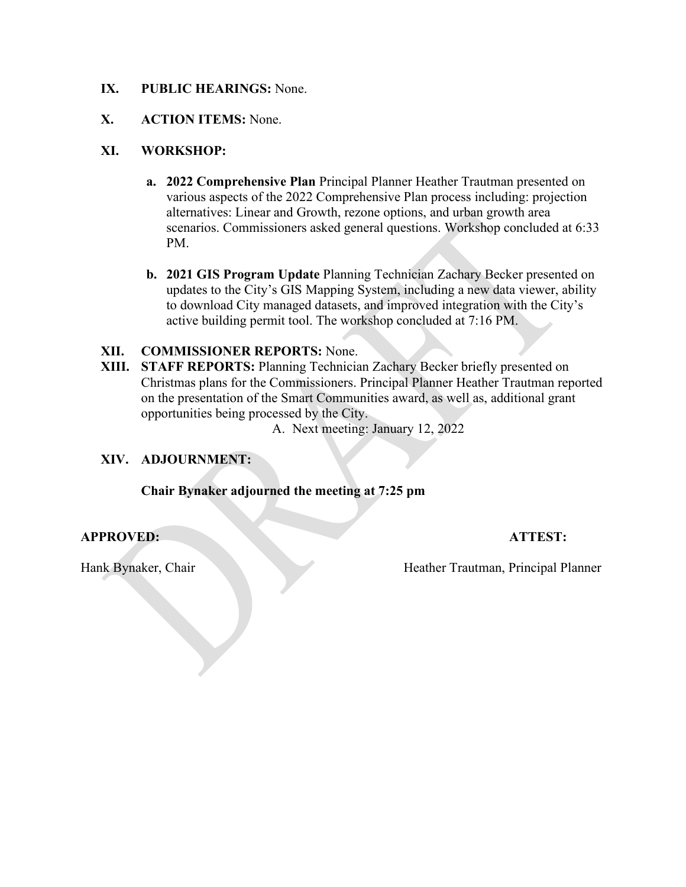**IX. PUBLIC HEARINGS:** None.

**X. ACTION ITEMS:** None.

**XI. WORKSHOP:**

**a. 2022 Comprehensive Plan** Principal Planner Heather Trautman presented on various aspects of the 2022 Comprehensive Plan process including: projection alternatives: Linear and Growth, rezone options, and urban growth area scenarios. Commissioners asked general questions. Workshop concluded at 6:33 PM.

**b. 2021 GIS Program Update** Planning Technician Zachary Becker presented on updates to the City's GIS Mapping System, including a new data viewer, ability to download City managed datasets, and improved integration with the City's active building permit tool. The workshop concluded at 7:16 PM.

**XII. COMMISSIONER REPORTS:** None.

**XIII. STAFF REPORTS:** Planning Technician Zachary Becker briefly presented on Christmas plans for the Commissioners. Principal Planner Heather Trautman reported on the presentation of the Smart Communities award, as well as, additional grant opportunities being processed by the City.

A. Next meeting: January 12, 2022

**XIV. ADJOURNMENT:**

**Chair Bynaker adjourned the meeting at 7:25 pm**

**APPROVED:** **ATTEST:**

Hank Bynaker, Chair Heather Trautman, Principal Planner